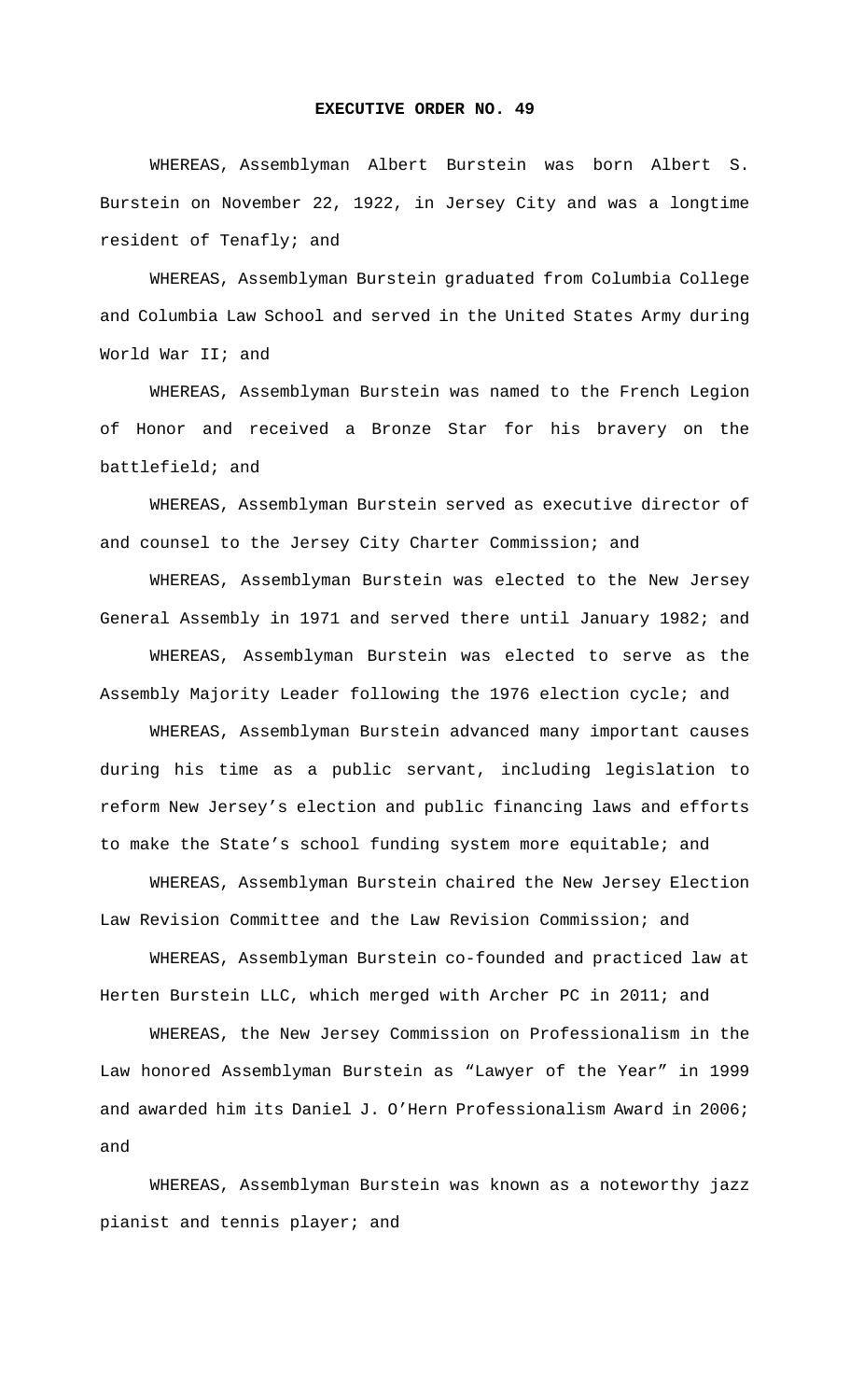# EXECUTIVE ORDER NO. 49

WHEREAS, Assemblyman Albert Burstein was born Albert S. Burstein on November 22, 1922, in Jersey City and was a longtime resident of Tenafly; and

WHEREAS, Assemblyman Burstein graduated from Columbia College and Columbia Law School and served in the United States Army during World War II; and

WHEREAS, Assemblyman Burstein was named to the French Legion of Honor and received a Bronze Star for his bravery on the battlefield; and

WHEREAS, Assemblyman Burstein served as executive director of and counsel to the Jersey City Charter Commission; and

WHEREAS, Assemblyman Burstein was elected to the New Jersey General Assembly in 1971 and served there until January 1982; and

WHEREAS, Assemblyman Burstein was elected to serve as the Assembly Majority Leader following the 1976 election cycle; and

WHEREAS, Assemblyman Burstein advanced many important causes during his time as a public servant, including legislation to reform New Jersey's election and public financing laws and efforts to make the State's school funding system more equitable; and

WHEREAS, Assemblyman Burstein chaired the New Jersey Election Law Revision Committee and the Law Revision Commission; and

WHEREAS, Assemblyman Burstein co-founded and practiced law at Herten Burstein LLC, which merged with Archer PC in 2011; and

WHEREAS, the New Jersey Commission on Professionalism in the Law honored Assemblyman Burstein as "Lawyer of the Year" in 1999 and awarded him its Daniel J. O'Hern Professionalism Award in 2006; and

WHEREAS, Assemblyman Burstein was known as a noteworthy jazz pianist and tennis player; and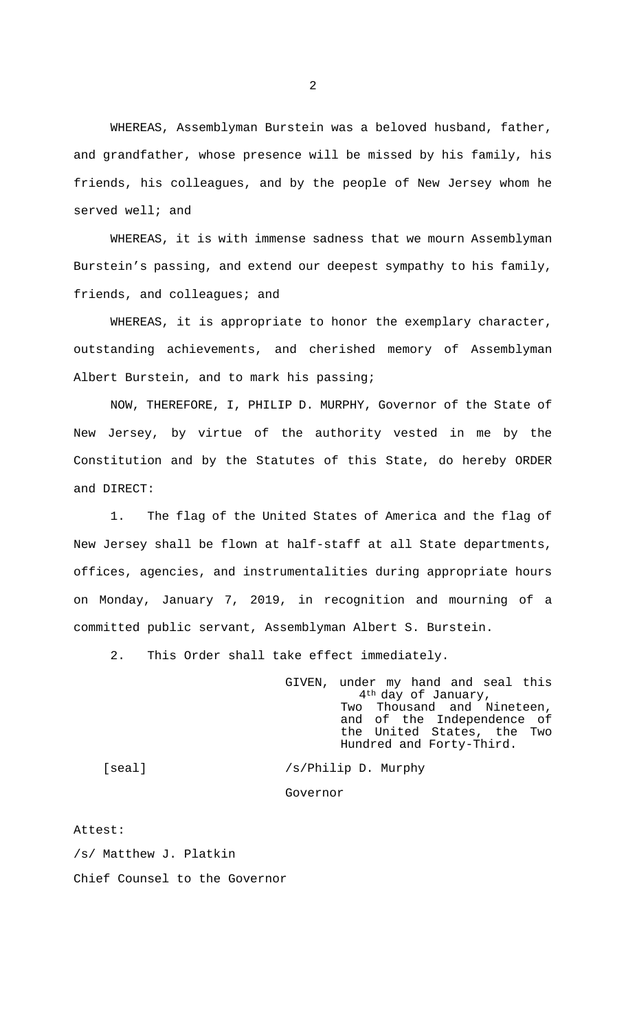WHEREAS, Assemblyman Burstein was a beloved husband, father, and grandfather, whose presence will be missed by his family, his friends, his colleagues, and by the people of New Jersey whom he served well; and

WHEREAS, it is with immense sadness that we mourn Assemblyman Burstein's passing, and extend our deepest sympathy to his family, friends, and colleagues; and

WHEREAS, it is appropriate to honor the exemplary character, outstanding achievements, and cherished memory of Assemblyman Albert Burstein, and to mark his passing;

NOW, THEREFORE, I, PHILIP D. MURPHY, Governor of the State of New Jersey, by virtue of the authority vested in me by the Constitution and by the Statutes of this State, do hereby ORDER and DIRECT:

1. The flag of the United States of America and the flag of New Jersey shall be flown at half-staff at all State departments, offices, agencies, and instrumentalities during appropriate hours on Monday, January 7, 2019, in recognition and mourning of a committed public servant, Assemblyman Albert S. Burstein.

2. This Order shall take effect immediately.

GIVEN, under my hand and seal this 4th day of January, Two Thousand and Nineteen, and of the Independence of the United States, the Two Hundred and Forty-Third.

[seal]

/s/Philip D. Murphy

Governor

Attest:

/s/ Matthew J. Platkin

Chief Counsel to the Governor